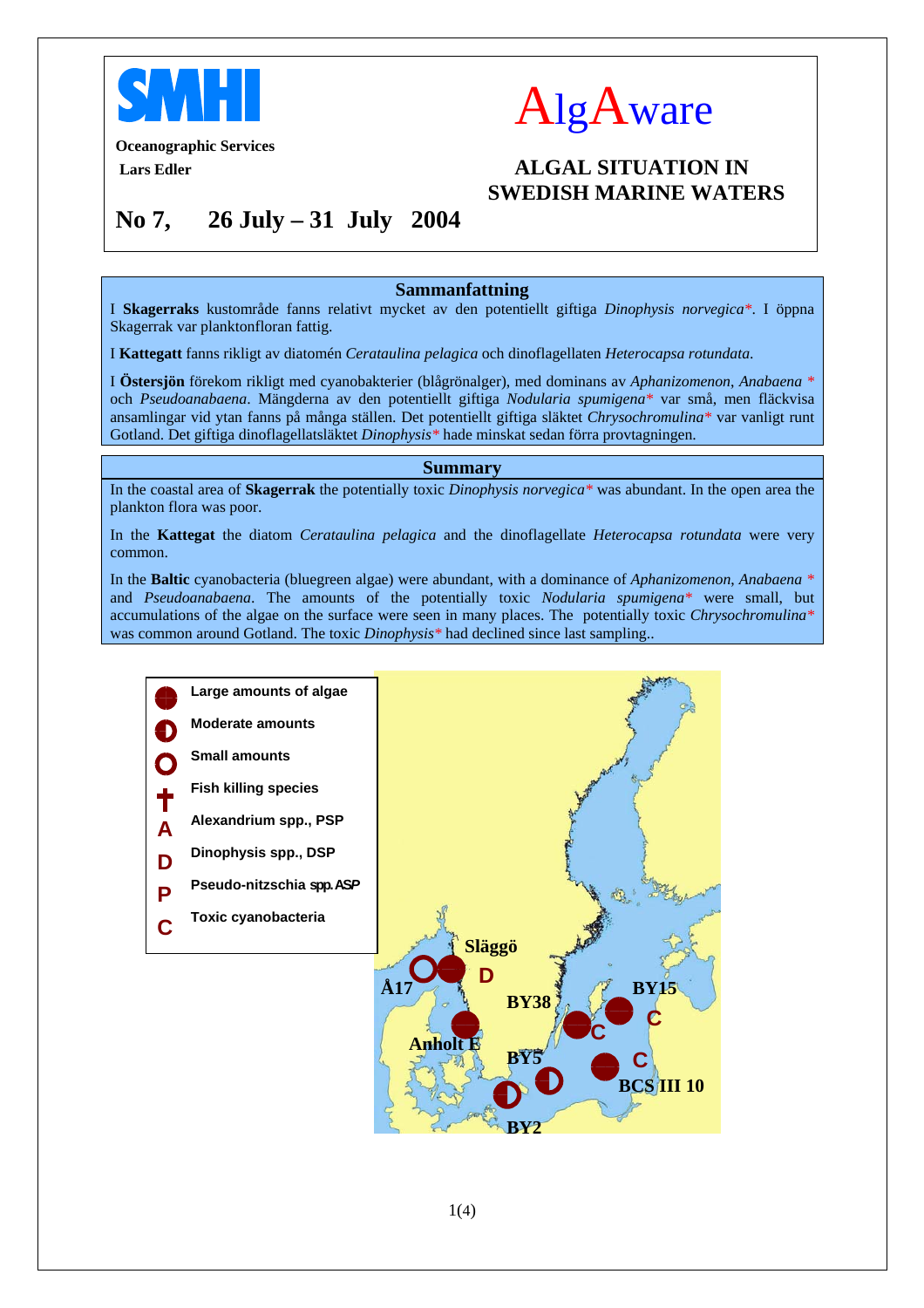**SMHI**

**Oceanographic Services**

**Lars Edler**

# AlgAware

## ALGAL SITUATION IN SWEDISH MARINE WATERS

## No 7, 26 July – 31 July 2004

### Sammanfattning

I **Skagerraks** kustområde fanns relativt mycket av den potentiellt giftiga *Dinophysis norvegica*\*. I öppna Skagerrak var planktonfloran fattig.

I **Kattegatt** fanns rikligt av diatomén *Cerataulina pelagica* och dinoflagellaten *Heterocapsa rotundata*.

I **Östersjön** förekom rikligt med cyanobakterier (blågrönalger), med dominans av *Aphanizomenon*, *Anabaena* \* och *Pseudoanabaena*. Mängderna av den potentiellt giftiga *Nodularia spumigena*\* var små, men fläckvisa ansamlingar vid ytan fanns på många ställen. Det potentiellt giftiga släktet *Chrysochromulina*\* var vanligt runt Gotland. Det giftiga dinoflagellatsläktet *Dinophysis*\* hade minskat sedan förra provtagningen.

### Summary

In the coastal area of **Skagerrak** the potentially toxic *Dinophysis norvegica*\* was abundant. In the open area the plankton flora was poor.

In the **Kattegat** the diatom *Cerataulina pelagica* and the dinoflagellate *Heterocapsa rotundata* were very common.

In the **Baltic** cyanobacteria (bluegreen algae) were abundant, with a dominance of *Aphanizomenon*, *Anabaena* \* and *Pseudoanabaena*. The amounts of the potentially toxic *Nodularia spumigena*\* were small, but accumulations of the algae on the surface were seen in many places. The potentially toxic *Chrysochromulina*\* was common around Gotland. The toxic *Dinophysis*\* had declined since last sampling..

| Symbol | Legend |
| --- | --- |
| ● | Large amounts of algae |
| ◐ | Moderate amounts |
| ○ | Small amounts |
| † | Fish killing species |
| A | Alexandrium spp., PSP |
| D | Dinophysis spp., DSP |
| P | Pseudo-nitzschia spp. ASP |
| C | Toxic cyanobacteria |

Map stations: Släggö, Å17, Anholt E, BY38, BY15, BY5, BCS III 10, BY2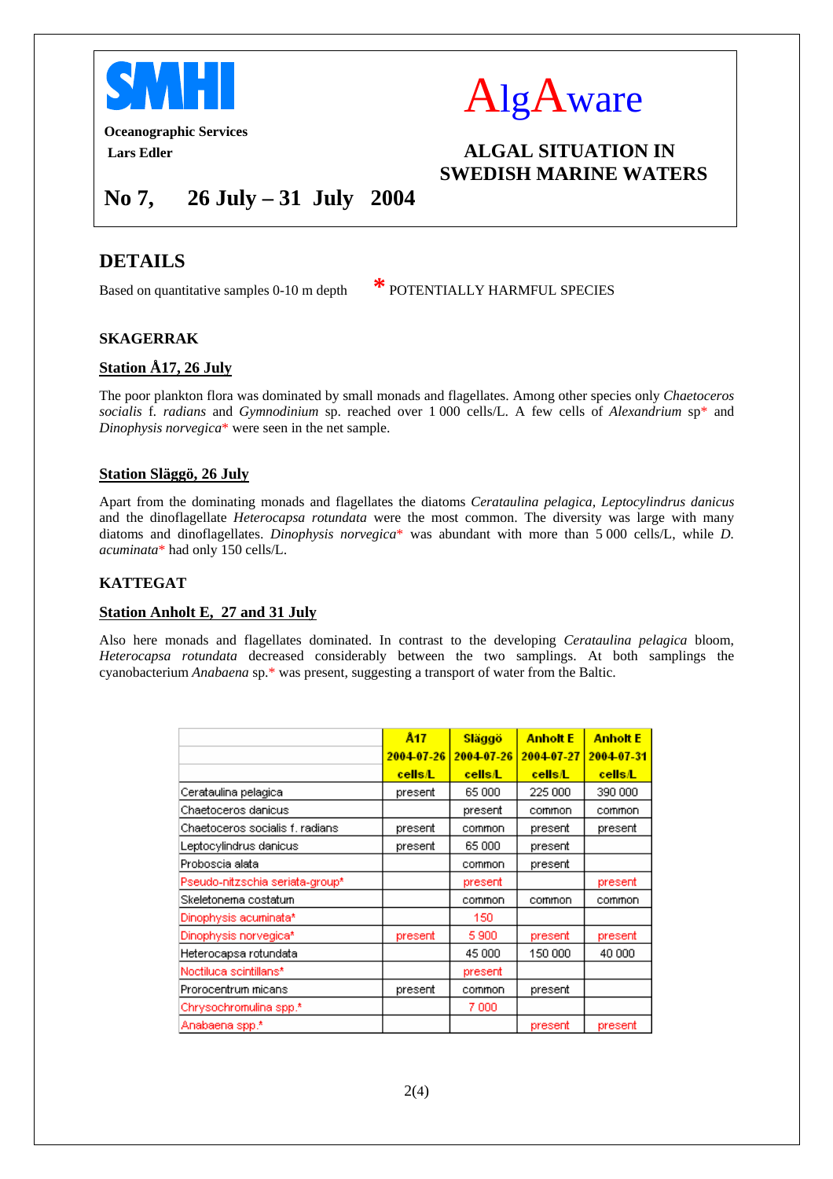SMHI

**Oceanographic Services**
**Lars Edler**

# AlgAware

## ALGAL SITUATION IN SWEDISH MARINE WATERS

## No 7, 26 July – 31 July 2004

## DETAILS

Based on quantitative samples 0-10 m depth

\* POTENTIALLY HARMFUL SPECIES

### SKAGERRAK

**Station Å17, 26 July**

The poor plankton flora was dominated by small monads and flagellates. Among other species only *Chaetoceros socialis* f. *radians* and *Gymnodinium* sp. reached over 1 000 cells/L. A few cells of *Alexandrium* sp* and *Dinophysis norvegica** were seen in the net sample.

**Station Släggö, 26 July**

Apart from the dominating monads and flagellates the diatoms *Cerataulina pelagica, Leptocylindrus danicus* and the dinoflagellate *Heterocapsa rotundata* were the most common. The diversity was large with many diatoms and dinoflagellates. *Dinophysis norvegica** was abundant with more than 5 000 cells/L, while *D. acuminata** had only 150 cells/L.

### KATTEGAT

**Station Anholt E, 27 and 31 July**

Also here monads and flagellates dominated. In contrast to the developing *Cerataulina pelagica* bloom, *Heterocapsa rotundata* decreased considerably between the two samplings. At both samplings the cyanobacterium *Anabaena* sp.* was present, suggesting a transport of water from the Baltic.

| | Å17 | Släggö | Anholt E | Anholt E |
|---|---|---|---|---|
| | 2004-07-26 | 2004-07-26 | 2004-07-27 | 2004-07-31 |
| | cells/L | cells/L | cells/L | cells/L |
| Cerataulina pelagica | present | 65 000 | 225 000 | 390 000 |
| Chaetoceros danicus | | present | common | common |
| Chaetoceros socialis f. radians | present | common | present | present |
| Leptocylindrus danicus | present | 65 000 | present | |
| Proboscia alata | | common | present | |
| Pseudo-nitzschia seriata-group* | | present | | present |
| Skeletonema costatum | | common | common | common |
| Dinophysis acuminata* | | 150 | | |
| Dinophysis norvegica* | present | 5 900 | present | present |
| Heterocapsa rotundata | | 45 000 | 150 000 | 40 000 |
| Noctiluca scintillans* | | present | | |
| Prorocentrum micans | present | common | present | |
| Chrysochromulina spp.* | | 7 000 | | |
| Anabaena spp.* | | | present | present |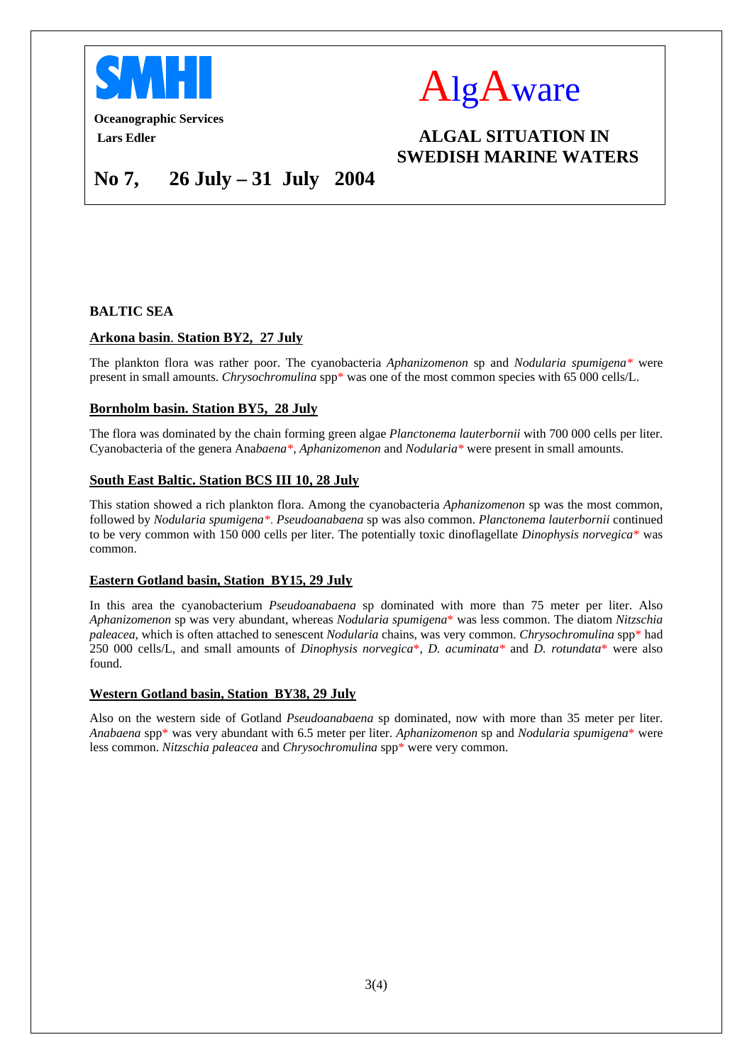SMHI

**Oceanographic Services**
**Lars Edler**

# AlgAware

## ALGAL SITUATION IN SWEDISH MARINE WATERS

## No 7, 26 July – 31 July 2004

### BALTIC SEA

#### Arkona basin. Station BY2, 27 July

The plankton flora was rather poor. The cyanobacteria *Aphanizomenon* sp and *Nodularia spumigena** were present in small amounts. *Chrysochromulina* spp* was one of the most common species with 65 000 cells/L.

#### Bornholm basin. Station BY5, 28 July

The flora was dominated by the chain forming green algae *Planctonema lauterbornii* with 700 000 cells per liter. Cyanobacteria of the genera Ana*baena**, *Aphanizomenon* and *Nodularia** were present in small amounts.

#### South East Baltic. Station BCS III 10, 28 July

This station showed a rich plankton flora. Among the cyanobacteria *Aphanizomenon* sp was the most common, followed by *Nodularia spumigena**. *Pseudoanabaena* sp was also common. *Planctonema lauterbornii* continued to be very common with 150 000 cells per liter. The potentially toxic dinoflagellate *Dinophysis norvegica** was common.

#### Eastern Gotland basin, Station BY15, 29 July

In this area the cyanobacterium *Pseudoanabaena* sp dominated with more than 75 meter per liter. Also *Aphanizomenon* sp was very abundant, whereas *Nodularia spumigena** was less common. The diatom *Nitzschia paleacea*, which is often attached to senescent *Nodularia* chains, was very common. *Chrysochromulina* spp* had 250 000 cells/L, and small amounts of *Dinophysis norvegica**, *D. acuminata** and *D. rotundata** were also found.

#### Western Gotland basin, Station BY38, 29 July

Also on the western side of Gotland *Pseudoanabaena* sp dominated, now with more than 35 meter per liter. *Anabaena* spp* was very abundant with 6.5 meter per liter. *Aphanizomenon* sp and *Nodularia spumigena** were less common. *Nitzschia paleacea* and *Chrysochromulina* spp* were very common.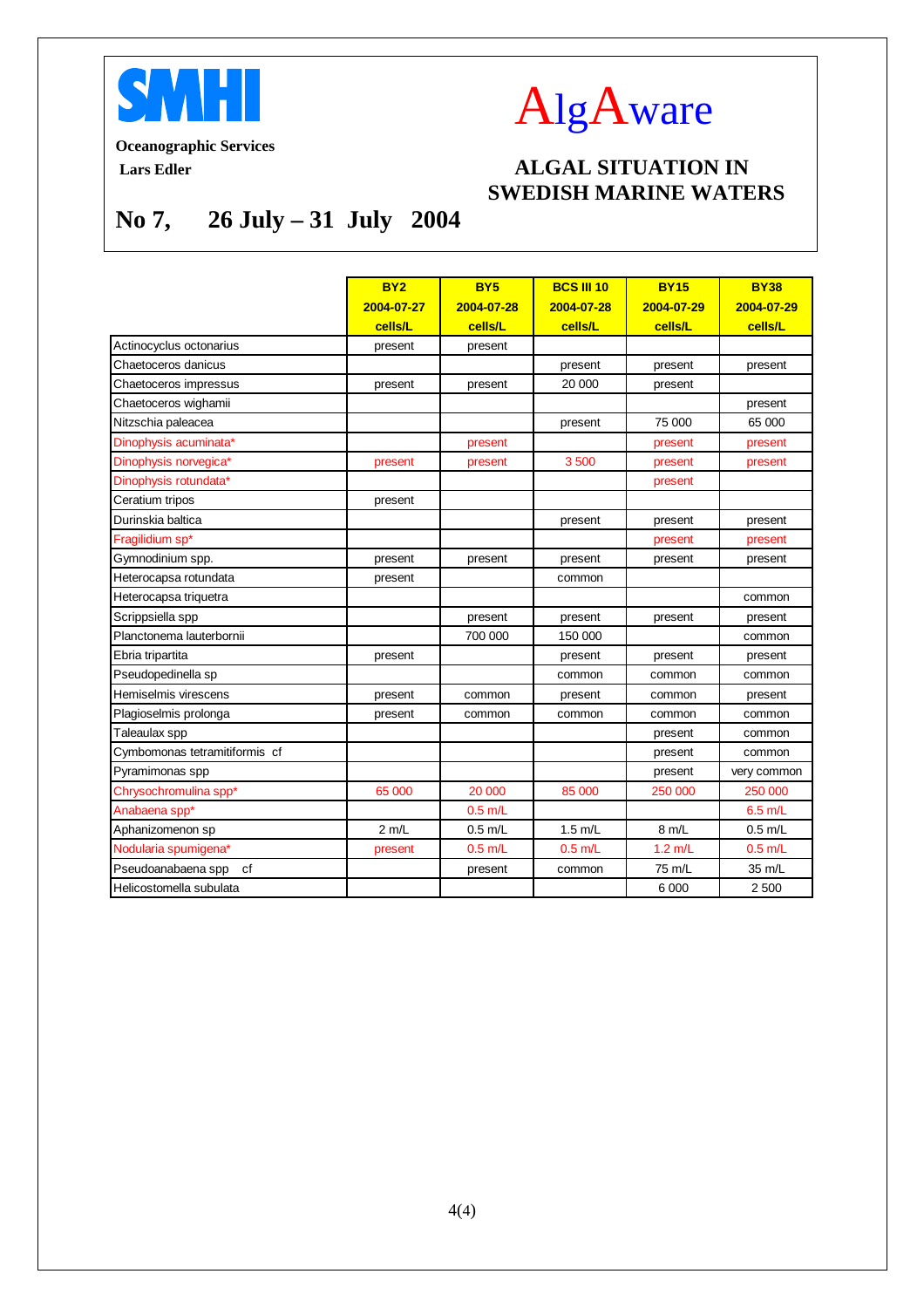**SMHI**

**Oceanographic Services**
**Lars Edler**

# AlgAware

## ALGAL SITUATION IN SWEDISH MARINE WATERS

## No 7, 26 July – 31 July 2004

| | BY2<br>2004-07-27<br>cells/L | BY5<br>2004-07-28<br>cells/L | BCS III 10<br>2004-07-28<br>cells/L | BY15<br>2004-07-29<br>cells/L | BY38<br>2004-07-29<br>cells/L |
|---|---|---|---|---|---|
| Actinocyclus octonarius | present | present | | | |
| Chaetoceros danicus | | | present | present | present |
| Chaetoceros impressus | present | present | 20 000 | present | |
| Chaetoceros wighamii | | | | | present |
| Nitzschia paleacea | | | present | 75 000 | 65 000 |
| Dinophysis acuminata* | | present | | present | present |
| Dinophysis norvegica* | present | present | 3 500 | present | present |
| Dinophysis rotundata* | | | | present | |
| Ceratium tripos | present | | | | |
| Durinskia baltica | | | present | present | present |
| Fragilidium sp* | | | | present | present |
| Gymnodinium spp. | present | present | present | present | present |
| Heterocapsa rotundata | present | | common | | |
| Heterocapsa triquetra | | | | | common |
| Scrippsiella spp | | present | present | present | present |
| Planctonema lauterbornii | | 700 000 | 150 000 | | common |
| Ebria tripartita | present | | present | present | present |
| Pseudopedinella sp | | | common | common | common |
| Hemiselmis virescens | present | common | present | common | present |
| Plagioselmis prolonga | present | common | common | common | common |
| Taleaulax spp | | | | present | common |
| Cymbomonas tetramitiformis cf | | | | present | common |
| Pyramimonas spp | | | | present | very common |
| Chrysochromulina spp* | 65 000 | 20 000 | 85 000 | 250 000 | 250 000 |
| Anabaena spp* | | 0.5 m/L | | | 6.5 m/L |
| Aphanizomenon sp | 2 m/L | 0.5 m/L | 1.5 m/L | 8 m/L | 0.5 m/L |
| Nodularia spumigena* | present | 0.5 m/L | 0.5 m/L | 1.2 m/L | 0.5 m/L |
| Pseudoanabaena spp cf | | present | common | 75 m/L | 35 m/L |
| Helicostomella subulata | | | | 6 000 | 2 500 |